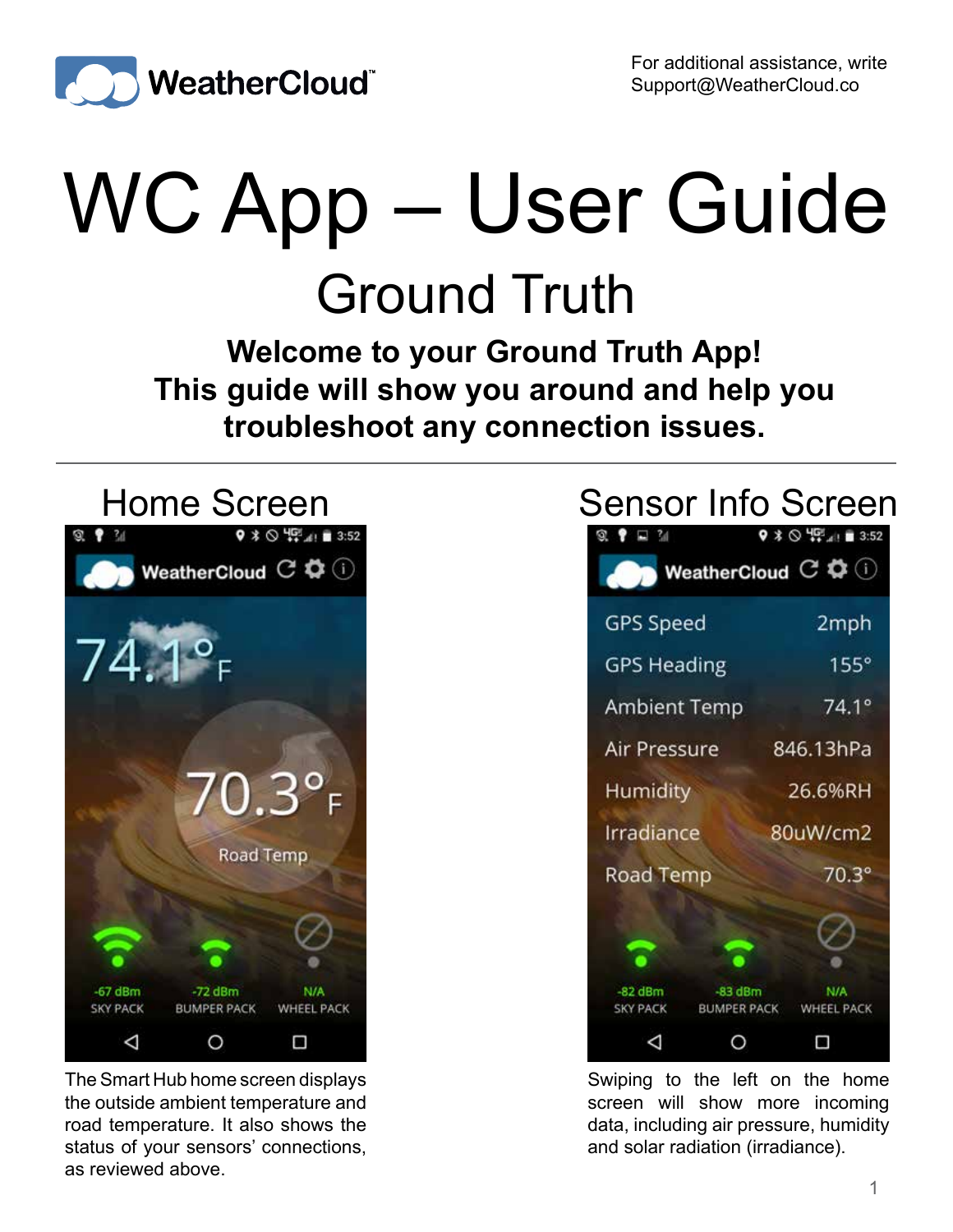WeatherCloud™

For additional assistance, write
Support@WeatherCloud.co

# WC App – User Guide

## Ground Truth

**Welcome to your Ground Truth App!**
**This guide will show you around and help you troubleshoot any connection issues.**

---

## Home Screen

The Smart Hub home screen displays the outside ambient temperature and road temperature. It also shows the status of your sensors' connections, as reviewed above.

## Sensor Info Screen

Swiping to the left on the home screen will show more incoming data, including air pressure, humidity and solar radiation (irradiance).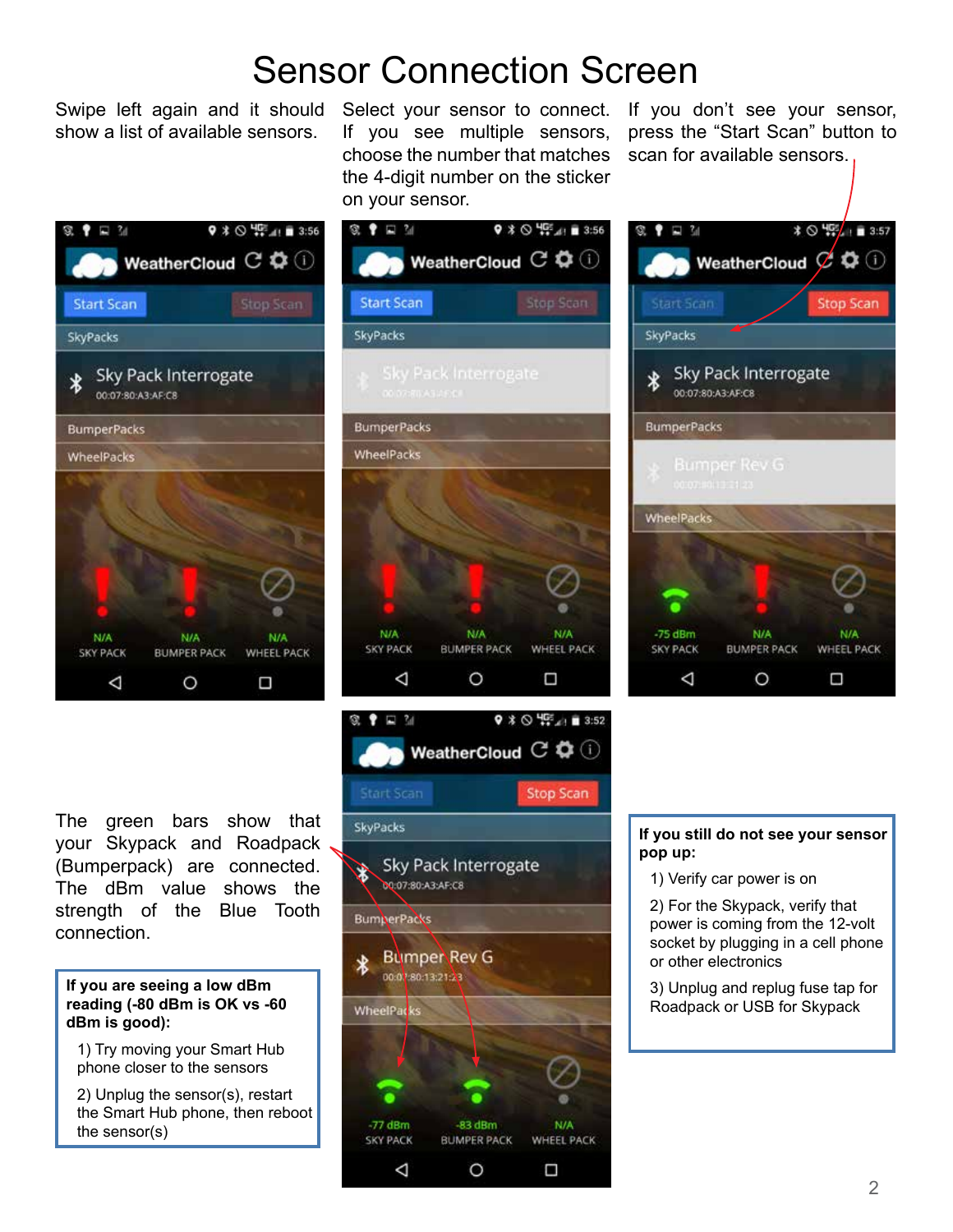# Sensor Connection Screen

Swipe left again and it should show a list of available sensors.

Select your sensor to connect. If you see multiple sensors, choose the number that matches the 4-digit number on the sticker on your sensor.

If you don't see your sensor, press the "Start Scan" button to scan for available sensors.

The green bars show that your Skypack and Roadpack (Bumperpack) are connected. The dBm value shows the strength of the Blue Tooth connection.

**If you are seeing a low dBm reading (-80 dBm is OK vs -60 dBm is good):**

1) Try moving your Smart Hub phone closer to the sensors

2) Unplug the sensor(s), restart the Smart Hub phone, then reboot the sensor(s)

**If you still do not see your sensor pop up:**

1) Verify car power is on

2) For the Skypack, verify that power is coming from the 12-volt socket by plugging in a cell phone or other electronics

3) Unplug and replug fuse tap for Roadpack or USB for Skypack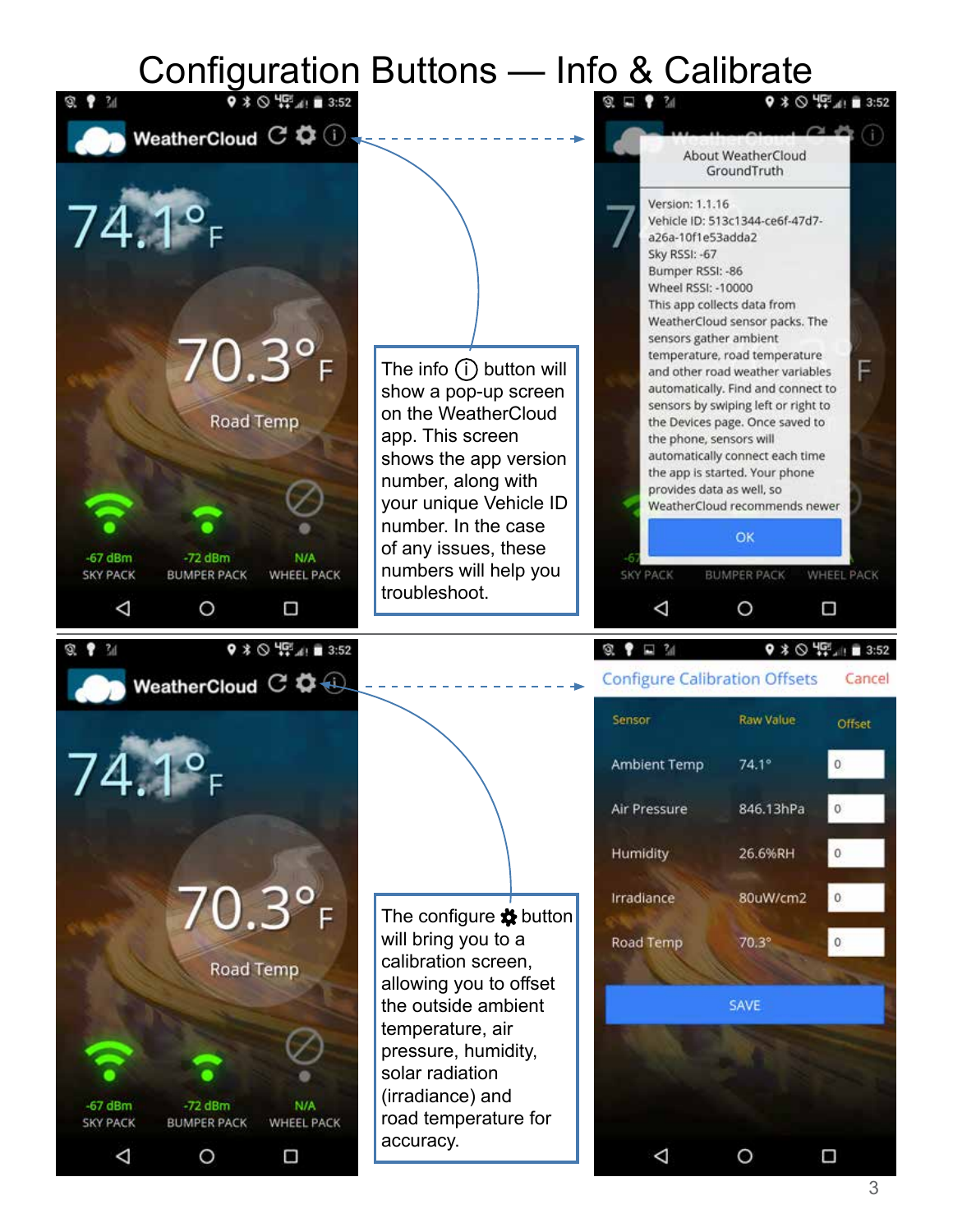# Configuration Buttons — Info & Calibrate

The info ⓘ button will show a pop-up screen on the WeatherCloud app. This screen shows the app version number, along with your unique Vehicle ID number. In the case of any issues, these numbers will help you troubleshoot.

About WeatherCloud GroundTruth

Version: 1.1.16
Vehicle ID: 513c1344-ce6f-47d7-a26a-10f1e53adda2
Sky RSSI: -67
Bumper RSSI: -86
Wheel RSSI: -10000
This app collects data from WeatherCloud sensor packs. The sensors gather ambient temperature, road temperature and other road weather variables automatically. Find and connect to sensors by swiping left or right to the Devices page. Once saved to the phone, sensors will automatically connect each time the app is started. Your phone provides data as well, so WeatherCloud recommends newer

OK

The configure ⚙ button will bring you to a calibration screen, allowing you to offset the outside ambient temperature, air pressure, humidity, solar radiation (irradiance) and road temperature for accuracy.

Configure Calibration Offsets    Cancel

| Sensor | Raw Value | Offset |
|---|---|---|
| Ambient Temp | 74.1° | 0 |
| Air Pressure | 846.13hPa | 0 |
| Humidity | 26.6%RH | 0 |
| Irradiance | 80uW/cm2 | 0 |
| Road Temp | 70.3° | 0 |

SAVE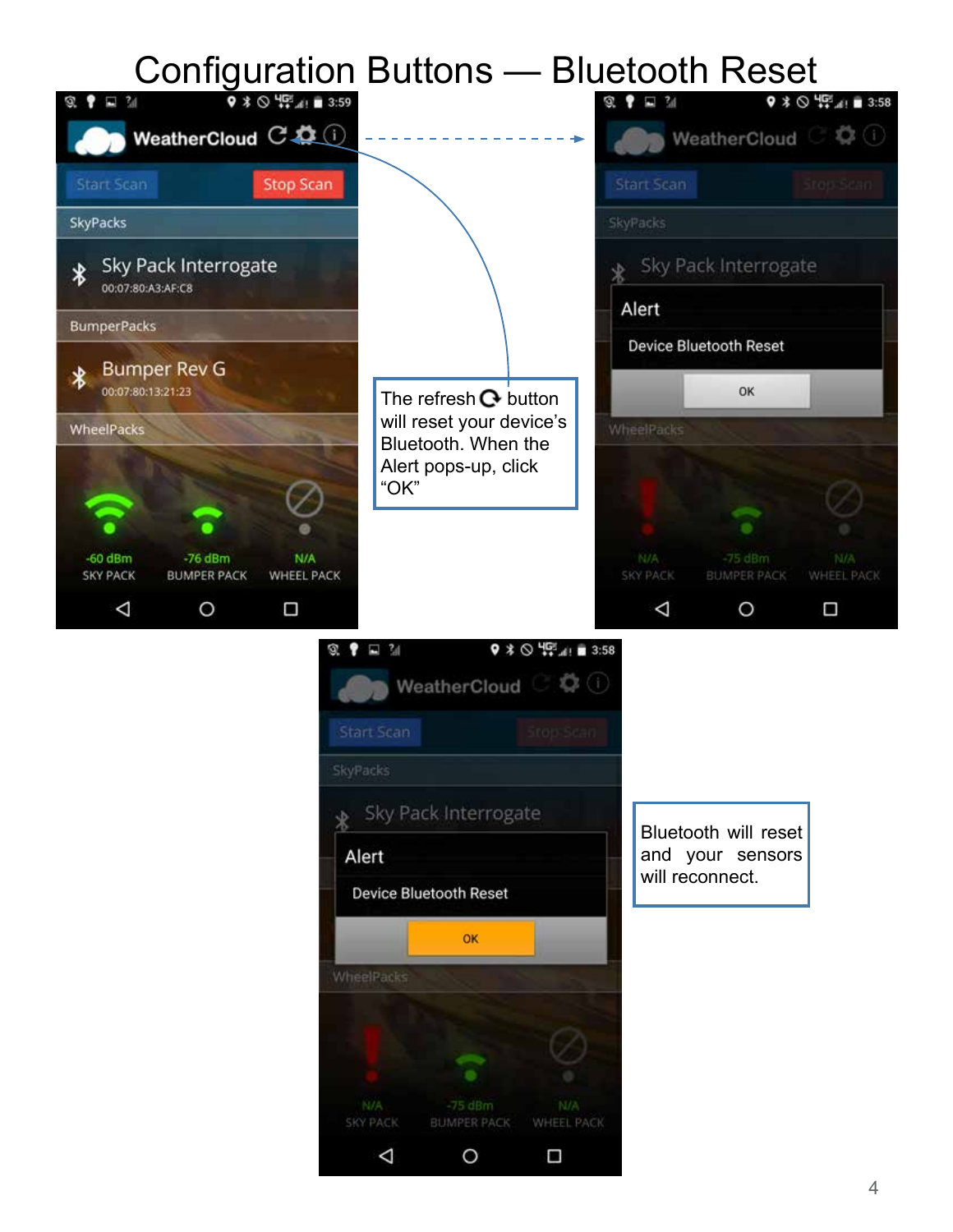# Configuration Buttons — Bluetooth Reset

The refresh ⟳ button will reset your device's Bluetooth. When the Alert pops-up, click "OK"

Bluetooth will reset and your sensors will reconnect.